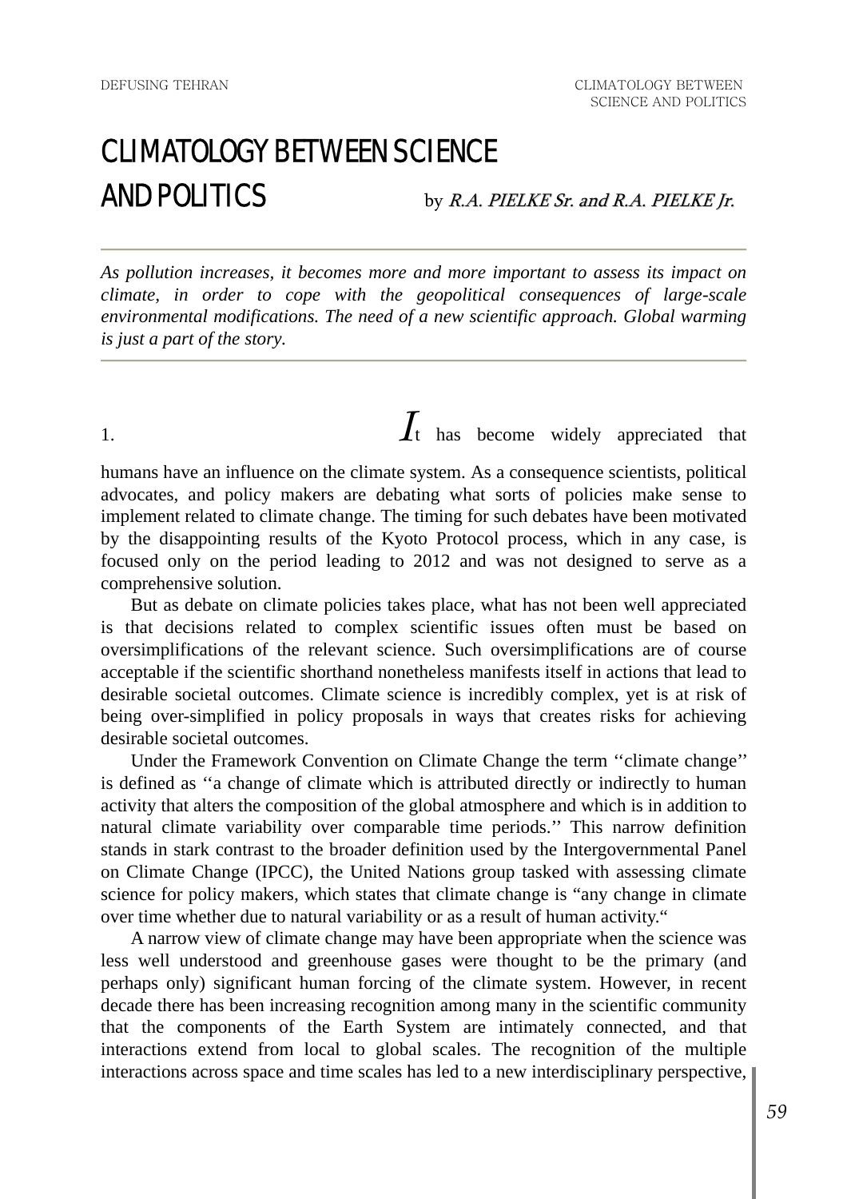# CLIMATOLOGY BETWEEN SCIENCE AND POLITICS

by *R.A. PIELKE Sr. and R.A. PIELKE Jr.*

---

*As pollution increases, it becomes more and more important to assess its impact on climate, in order to cope with the geopolitical consequences of large-scale environmental modifications. The need of a new scientific approach. Global warming is just a part of the story.*

---

1. It has become widely appreciated that humans have an influence on the climate system. As a consequence scientists, political advocates, and policy makers are debating what sorts of policies make sense to implement related to climate change. The timing for such debates have been motivated by the disappointing results of the Kyoto Protocol process, which in any case, is focused only on the period leading to 2012 and was not designed to serve as a comprehensive solution.

But as debate on climate policies takes place, what has not been well appreciated is that decisions related to complex scientific issues often must be based on oversimplifications of the relevant science. Such oversimplifications are of course acceptable if the scientific shorthand nonetheless manifests itself in actions that lead to desirable societal outcomes. Climate science is incredibly complex, yet is at risk of being over-simplified in policy proposals in ways that creates risks for achieving desirable societal outcomes.

Under the Framework Convention on Climate Change the term ''climate change'' is defined as ''a change of climate which is attributed directly or indirectly to human activity that alters the composition of the global atmosphere and which is in addition to natural climate variability over comparable time periods.'' This narrow definition stands in stark contrast to the broader definition used by the Intergovernmental Panel on Climate Change (IPCC), the United Nations group tasked with assessing climate science for policy makers, which states that climate change is "any change in climate over time whether due to natural variability or as a result of human activity."

A narrow view of climate change may have been appropriate when the science was less well understood and greenhouse gases were thought to be the primary (and perhaps only) significant human forcing of the climate system. However, in recent decade there has been increasing recognition among many in the scientific community that the components of the Earth System are intimately connected, and that interactions extend from local to global scales. The recognition of the multiple interactions across space and time scales has led to a new interdisciplinary perspective,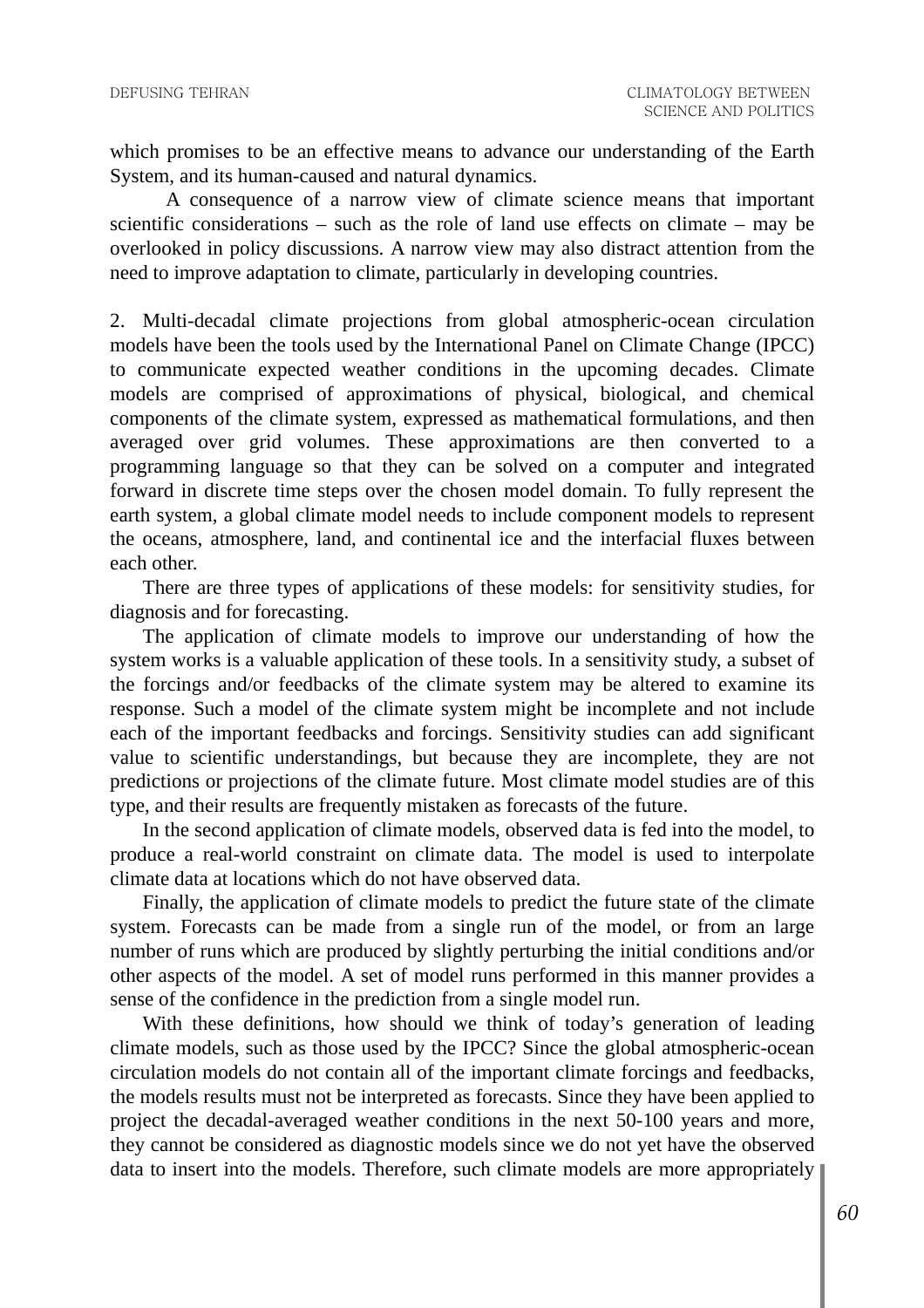which promises to be an effective means to advance our understanding of the Earth System, and its human-caused and natural dynamics.

A consequence of a narrow view of climate science means that important scientific considerations – such as the role of land use effects on climate – may be overlooked in policy discussions. A narrow view may also distract attention from the need to improve adaptation to climate, particularly in developing countries.

2. Multi-decadal climate projections from global atmospheric-ocean circulation models have been the tools used by the International Panel on Climate Change (IPCC) to communicate expected weather conditions in the upcoming decades. Climate models are comprised of approximations of physical, biological, and chemical components of the climate system, expressed as mathematical formulations, and then averaged over grid volumes. These approximations are then converted to a programming language so that they can be solved on a computer and integrated forward in discrete time steps over the chosen model domain. To fully represent the earth system, a global climate model needs to include component models to represent the oceans, atmosphere, land, and continental ice and the interfacial fluxes between each other.

There are three types of applications of these models: for sensitivity studies, for diagnosis and for forecasting.

The application of climate models to improve our understanding of how the system works is a valuable application of these tools. In a sensitivity study, a subset of the forcings and/or feedbacks of the climate system may be altered to examine its response. Such a model of the climate system might be incomplete and not include each of the important feedbacks and forcings. Sensitivity studies can add significant value to scientific understandings, but because they are incomplete, they are not predictions or projections of the climate future. Most climate model studies are of this type, and their results are frequently mistaken as forecasts of the future.

In the second application of climate models, observed data is fed into the model, to produce a real-world constraint on climate data. The model is used to interpolate climate data at locations which do not have observed data.

Finally, the application of climate models to predict the future state of the climate system. Forecasts can be made from a single run of the model, or from an large number of runs which are produced by slightly perturbing the initial conditions and/or other aspects of the model. A set of model runs performed in this manner provides a sense of the confidence in the prediction from a single model run.

With these definitions, how should we think of today's generation of leading climate models, such as those used by the IPCC? Since the global atmospheric-ocean circulation models do not contain all of the important climate forcings and feedbacks, the models results must not be interpreted as forecasts. Since they have been applied to project the decadal-averaged weather conditions in the next 50-100 years and more, they cannot be considered as diagnostic models since we do not yet have the observed data to insert into the models. Therefore, such climate models are more appropriately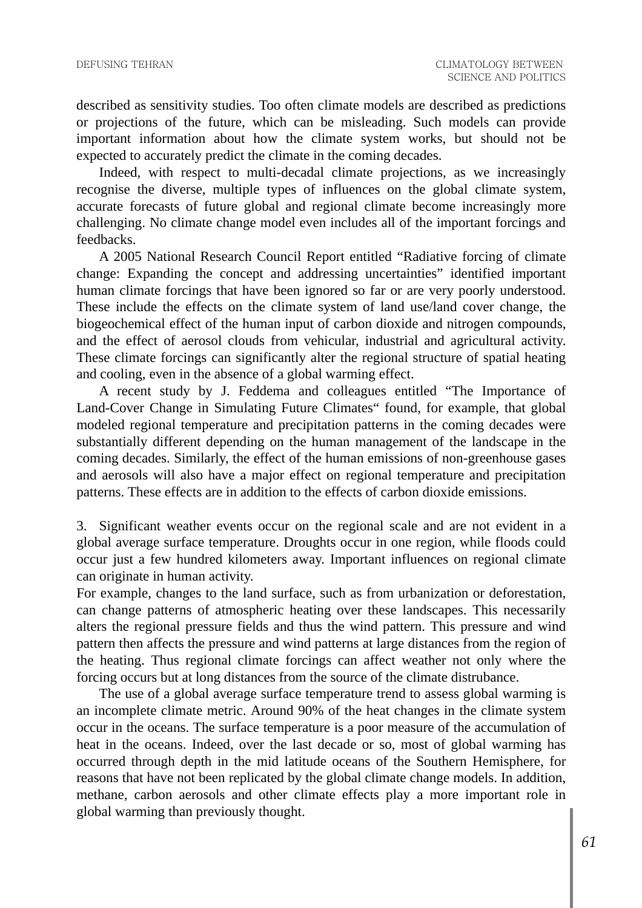described as sensitivity studies. Too often climate models are described as predictions or projections of the future, which can be misleading. Such models can provide important information about how the climate system works, but should not be expected to accurately predict the climate in the coming decades.

Indeed, with respect to multi-decadal climate projections, as we increasingly recognise the diverse, multiple types of influences on the global climate system, accurate forecasts of future global and regional climate become increasingly more challenging. No climate change model even includes all of the important forcings and feedbacks.

A 2005 National Research Council Report entitled “Radiative forcing of climate change: Expanding the concept and addressing uncertainties” identified important human climate forcings that have been ignored so far or are very poorly understood. These include the effects on the climate system of land use/land cover change, the biogeochemical effect of the human input of carbon dioxide and nitrogen compounds, and the effect of aerosol clouds from vehicular, industrial and agricultural activity. These climate forcings can significantly alter the regional structure of spatial heating and cooling, even in the absence of a global warming effect.

A recent study by J. Feddema and colleagues entitled “The Importance of Land-Cover Change in Simulating Future Climates“ found, for example, that global modeled regional temperature and precipitation patterns in the coming decades were substantially different depending on the human management of the landscape in the coming decades. Similarly, the effect of the human emissions of non-greenhouse gases and aerosols will also have a major effect on regional temperature and precipitation patterns. These effects are in addition to the effects of carbon dioxide emissions.

3. Significant weather events occur on the regional scale and are not evident in a global average surface temperature. Droughts occur in one region, while floods could occur just a few hundred kilometers away. Important influences on regional climate can originate in human activity.

For example, changes to the land surface, such as from urbanization or deforestation, can change patterns of atmospheric heating over these landscapes. This necessarily alters the regional pressure fields and thus the wind pattern. This pressure and wind pattern then affects the pressure and wind patterns at large distances from the region of the heating. Thus regional climate forcings can affect weather not only where the forcing occurs but at long distances from the source of the climate distrubance.

The use of a global average surface temperature trend to assess global warming is an incomplete climate metric. Around 90% of the heat changes in the climate system occur in the oceans. The surface temperature is a poor measure of the accumulation of heat in the oceans. Indeed, over the last decade or so, most of global warming has occurred through depth in the mid latitude oceans of the Southern Hemisphere, for reasons that have not been replicated by the global climate change models. In addition, methane, carbon aerosols and other climate effects play a more important role in global warming than previously thought.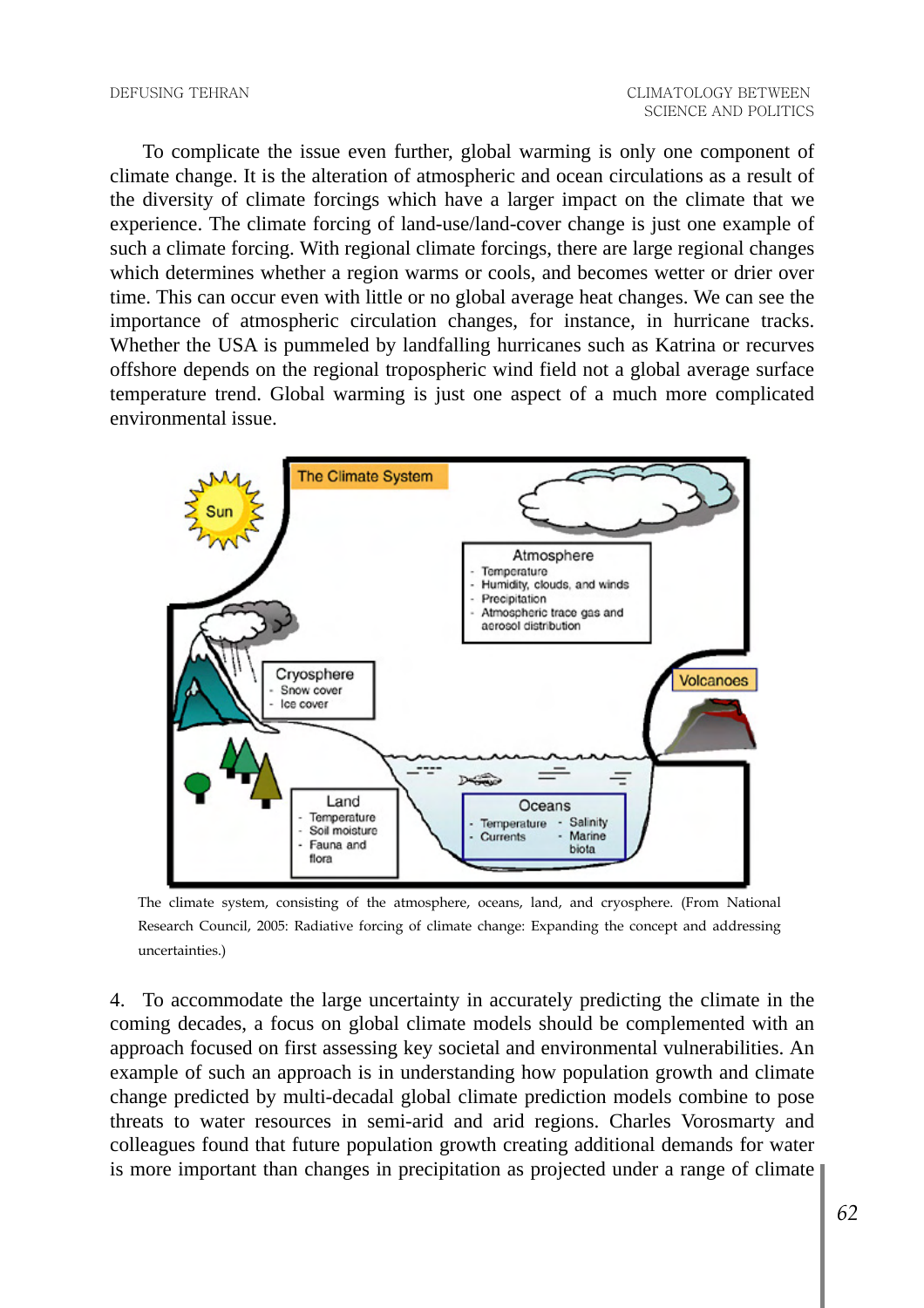To complicate the issue even further, global warming is only one component of climate change. It is the alteration of atmospheric and ocean circulations as a result of the diversity of climate forcings which have a larger impact on the climate that we experience. The climate forcing of land-use/land-cover change is just one example of such a climate forcing. With regional climate forcings, there are large regional changes which determines whether a region warms or cools, and becomes wetter or drier over time. This can occur even with little or no global average heat changes. We can see the importance of atmospheric circulation changes, for instance, in hurricane tracks. Whether the USA is pummeled by landfalling hurricanes such as Katrina or recurves offshore depends on the regional tropospheric wind field not a global average surface temperature trend. Global warming is just one aspect of a much more complicated environmental issue.

The climate system, consisting of the atmosphere, oceans, land, and cryosphere. (From National Research Council, 2005: Radiative forcing of climate change: Expanding the concept and addressing uncertainties.)

4. To accommodate the large uncertainty in accurately predicting the climate in the coming decades, a focus on global climate models should be complemented with an approach focused on first assessing key societal and environmental vulnerabilities. An example of such an approach is in understanding how population growth and climate change predicted by multi-decadal global climate prediction models combine to pose threats to water resources in semi-arid and arid regions. Charles Vorosmarty and colleagues found that future population growth creating additional demands for water is more important than changes in precipitation as projected under a range of climate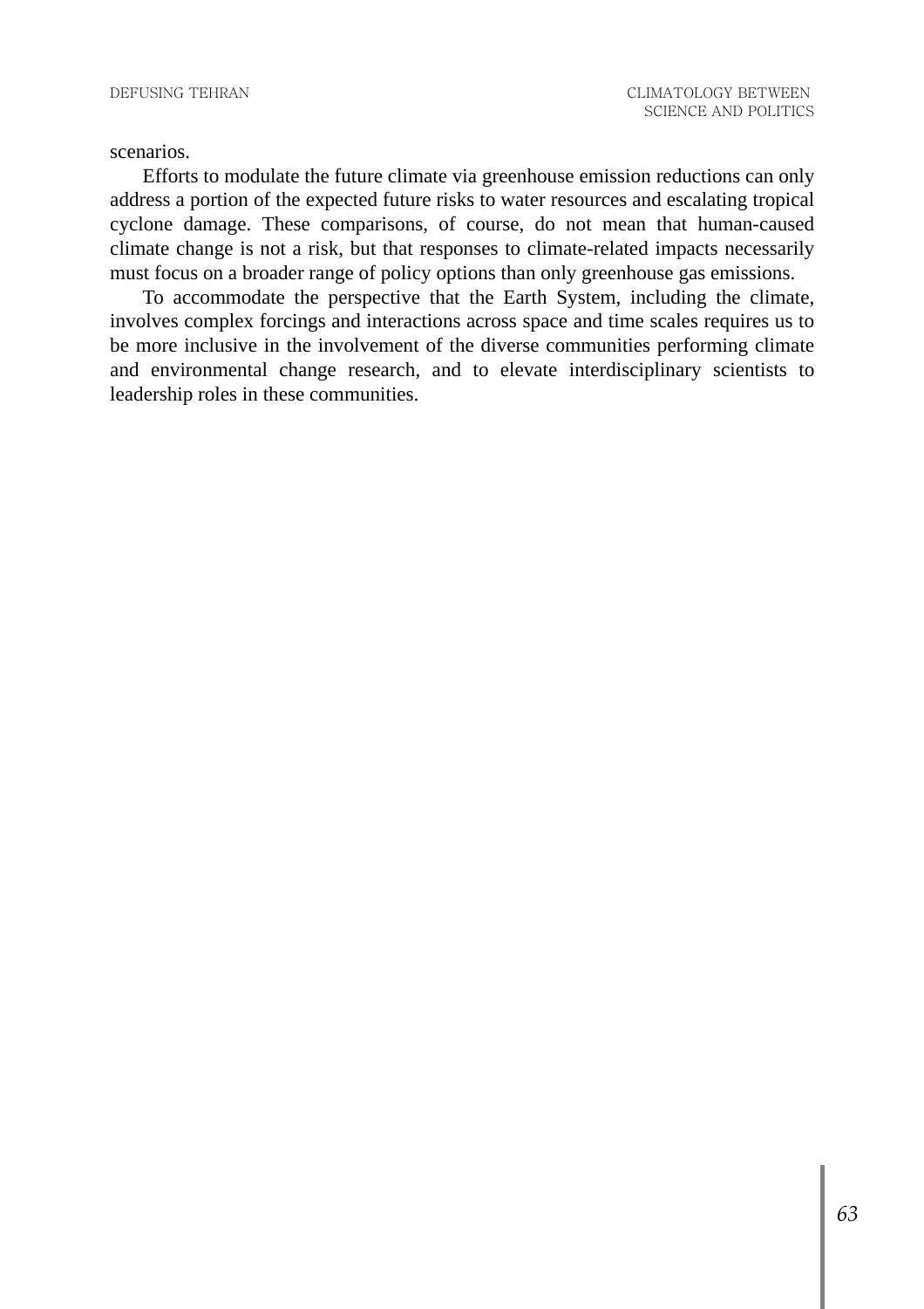scenarios.

Efforts to modulate the future climate via greenhouse emission reductions can only address a portion of the expected future risks to water resources and escalating tropical cyclone damage. These comparisons, of course, do not mean that human-caused climate change is not a risk, but that responses to climate-related impacts necessarily must focus on a broader range of policy options than only greenhouse gas emissions.

To accommodate the perspective that the Earth System, including the climate, involves complex forcings and interactions across space and time scales requires us to be more inclusive in the involvement of the diverse communities performing climate and environmental change research, and to elevate interdisciplinary scientists to leadership roles in these communities.